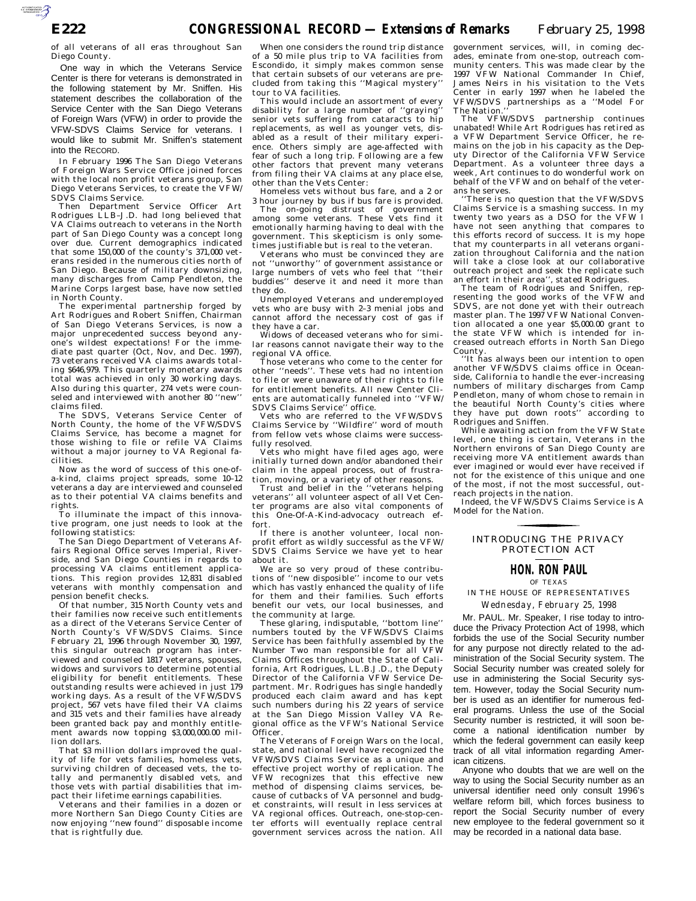of all veterans of all eras throughout San Diego County.

One way in which the Veterans Service Center is there for veterans is demonstrated in the following statement by Mr. Sniffen. His statement describes the collaboration of the Service Center with the San Diego Veterans of Foreign Wars (VFW) in order to provide the VFW-SDVS Claims Service for veterans. I would like to submit Mr. Sniffen's statement into the RECORD.

In February 1996 The San Diego Veterans of Foreign Wars Service Office joined forces with the local non profit veterans group, San Diego Veterans Services, to create the VFW/SDVS Claims Service.

Then Department Service Officer Art Rodrigues LLB–J.D. had long believed that VA Claims outreach to veterans in the North part of San Diego County was a concept long over due. Current demographics indicated that some 150,000 of the county's 371,000 veterans resided in the numerous cities north of San Diego. Because of military downsizing, many discharges from Camp Pendleton, the Marine Corps largest base, have now settled in North County.

The experimental partnership forged by Art Rodrigues and Robert Sniffen, Chairman of San Diego Veterans Services, is now a major unprecedented success beyond anyone's wildest expectations! For the immediate past quarter (Oct, Nov, and Dec. 1997), 73 veterans received VA claims awards totaling $646,979. This quarterly monetary awards total was achieved in only 30 working days. Also during this quarter, 274 vets were counseled and interviewed with another 80 ''new'' claims filed.

The SDVS, Veterans Service Center of North County, the home of the VFW/SDVS Claims Service, has become a magnet for those wishing to file or refile VA Claims without a major journey to VA Regional facilities.

Now as the word of success of this one-of-a-kind, claims project spreads, some 10–12 veterans a day are interviewed and counseled as to their potential VA claims benefits and rights.

To illuminate the impact of this innovative program, one just needs to look at the following statistics:

The San Diego Department of Veterans Affairs Regional Office serves Imperial, Riverside, and San Diego Counties in regards to processing VA claims entitlement applications. This region provides 12,831 disabled veterans with monthly compensation and pension benefit checks.

Of that number, 315 North County vets and their families now receive such entitlements as a direct of the Veterans Service Center of North County's VFW/SDVS Claims. Since February 21, 1996 through November 30, 1997, this singular outreach program has interviewed and counseled 1817 veterans, spouses, widows and survivors to determine potential eligibility for benefit entitlements. These outstanding results were achieved in just 179 working days. As a result of the VFW/SDVS project, 567 vets have filed their VA claims and 315 vets and their families have already been granted back pay and monthly entitlement awards now topping $3,000,000.00 million dollars.

That $3 million dollars improved the quality of life for vets families, homeless vets, surviving children of deceased vets, the totally and permanently disabled vets, and those vets with partial disabilities that impact their lifetime earnings capabilities.

Veterans and their families in a dozen or more Northern San Diego County Cities are now enjoying ''new found'' disposable income that is rightfully due.

When one considers the round trip distance of a 50 mile plus trip to VA facilities from Escondido, it simply makes common sense that certain subsets of our veterans are precluded from taking this ''Magical mystery'' tour to VA facilities.

This would include an assortment of every disability for a large number of ''graying'' senior vets suffering from cataracts to hip replacements, as well as younger vets, disabled as a result of their military experience. Others simply are age-affected with fear of such a long trip. Following are a few other factors that prevent many veterans from filing their VA claims at any place else, other than the Vets Center:

Homeless vets without bus fare, and a 2 or 3 hour journey by bus if bus fare is provided.

The on-going distrust of government among some veterans. These Vets find it emotionally harming having to deal with the government. This skepticism is only sometimes justifiable but is real to the veteran.

Veterans who must be convinced they are not ''unworthy'' of government assistance or large numbers of vets who feel that ''their buddies'' deserve it and need it more than they do.

Unemployed Veterans and underemployed vets who are busy with 2–3 menial jobs and cannot afford the necessary cost of gas if they have a car.

Widows of deceased veterans who for similar reasons cannot navigate their way to the regional VA office.

Those veterans who come to the center for other ''needs''. These vets had no intention to file or were unaware of their rights to file for entitlement benefits. All new Center Clients are automatically funneled into ''VFW/SDVS Claims Service'' office.

Vets who are referred to the VFW/SDVS Claims Service by ''Wildfire'' word of mouth from fellow vets whose claims were successfully resolved.

Vets who might have filed ages ago, were initially turned down and/or abandoned their claim in the appeal process, out of frustration, moving, or a variety of other reasons.

Trust and belief in the ''veterans helping veterans'' all volunteer aspect of all Vet Center programs are also vital components of this One-Of-A-Kind-advocacy outreach effort.

If there is another volunteer, local nonprofit effort as wildly successful as the VFW/SDVS Claims Service we have yet to hear about it.

We are so very proud of these contributions of ''new disposible'' income to our vets which has vastly enhanced the quality of life for them and their families. Such efforts benefit our vets, our local businesses, and the community at large.

These glaring, indisputable, ''bottom line'' numbers touted by the VFW/SDVS Claims Service has been faithfully assembled by the Number Two man responsible for all VFW Claims Offices throughout the State of California, Art Rodrigues, LL.B.J.D., the Deputy Director of the California VFW Service Department. Mr. Rodrigues has single handedly produced each claim award and has kept such numbers during his 22 years of service at the San Diego Mission Valley VA Regional office as the VFW's National Service Officer.

The Veterans of Foreign Wars on the local, state, and national level have recognized the VFW/SDVS Claims Service as a unique and effective project worthy of replication. The VFW recognizes that this effective new method of dispensing claims services, because of cutbacks of VA personnel and budget constraints, will result in less services at VA regional offices. Outreach, one-stop-center efforts will eventually replace central government services across the nation. All government services, will, in coming decades, eminate from one-stop, outreach community centers. This was made clear by the 1997 VFW National Commander In Chief, James Neirs in his visitation to the Vets Center in early 1997 when he labeled the VFW/SDVS partnerships as a ''Model For The Nation.''

The VFW/SDVS partnership continues unabated! While Art Rodrigues has retired as a VFW Department Service Officer, he remains on the job in his capacity as the Deputy Director of the California VFW Service Department. As a volunteer three days a week, Art continues to do wonderful work on behalf of the VFW and on behalf of the veterans he serves.

''There is no question that the VFW/SDVS Claims Service is a smashing success. In my twenty two years as a DSO for the VFW I have not seen anything that compares to this efforts record of success. It is my hope that my counterparts in all veterans organization throughout California and the nation will take a close look at our collaborative outreach project and seek the replicate such an effort in their area'', stated Rodrigues.

The team of Rodrigues and Sniffen, representing the good works of the VFW and SDVS, are not done yet with their outreach master plan. The 1997 VFW National Convention allocated a one year $5,000.00 grant to the state VFW which is intended for increased outreach efforts in North San Diego County.

''It has always been our intention to open another VFW/SDVS claims office in Oceanside, California to handle the ever-increasing numbers of military discharges from Camp Pendleton, many of whom chose to remain in the beautiful North County's cities where they have put down roots'' according to Rodrigues and Sniffen.

While awaiting action from the VFW State level, one thing is certain, Veterans in the Northern environs of San Diego County are receiving more VA entitlement awards than ever imagined or would ever have received if not for the existence of this unique and one of the most, if not the most successful, outreach projects in the nation.

Indeed, the VFW/SDVS Claims Service is A Model for the Nation.

## INTRODUCING THE PRIVACY PROTECTION ACT

### HON. RON PAUL
OF TEXAS
IN THE HOUSE OF REPRESENTATIVES
*Wednesday, February 25, 1998*

Mr. PAUL. Mr. Speaker, I rise today to introduce the Privacy Protection Act of 1998, which forbids the use of the Social Security number for any purpose not directly related to the administration of the Social Security system. The Social Security number was created solely for use in administering the Social Security system. However, today the Social Security number is used as an identifier for numerous federal programs. Unless the use of the Social Security number is restricted, it will soon become a national identification number by which the federal government can easily keep track of all vital information regarding American citizens.

Anyone who doubts that we are well on the way to using the Social Security number as an universal identifier need only consult 1996's welfare reform bill, which forces business to report the Social Security number of every new employee to the federal government so it may be recorded in a national data base.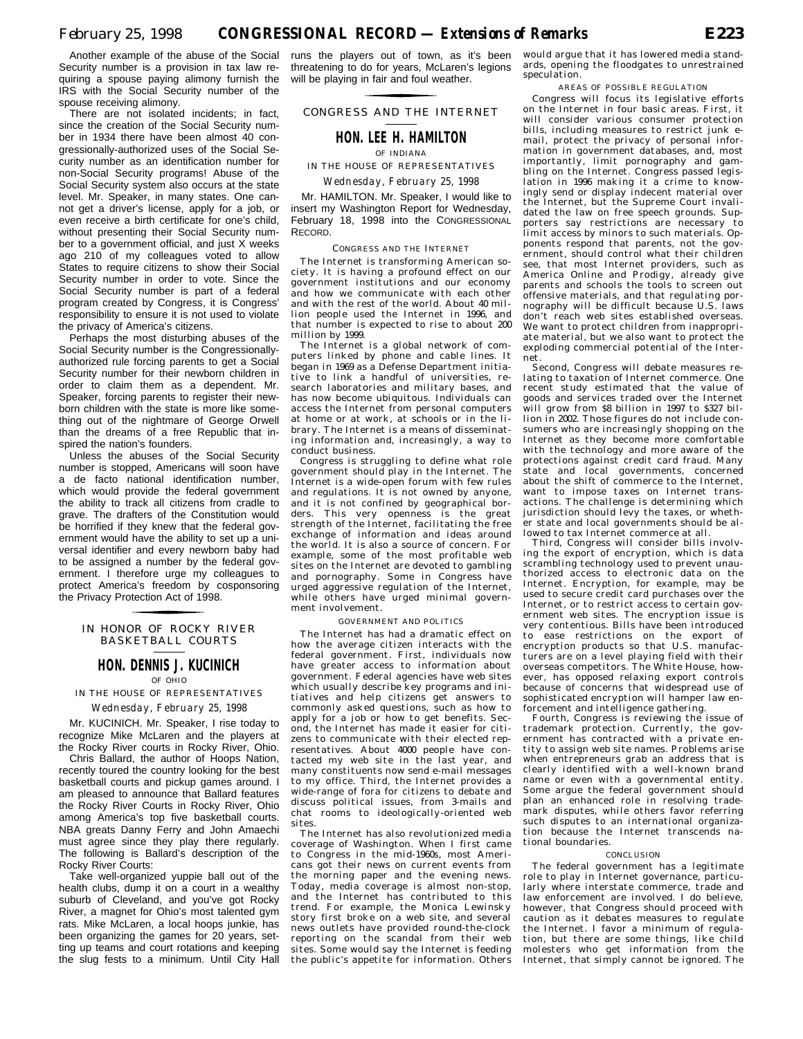Another example of the abuse of the Social Security number is a provision in tax law requiring a spouse paying alimony furnish the IRS with the Social Security number of the spouse receiving alimony.

There are not isolated incidents; in fact, since the creation of the Social Security number in 1934 there have been almost 40 congressionally-authorized uses of the Social Security number as an identification number for non-Social Security programs! Abuse of the Social Security system also occurs at the state level. Mr. Speaker, in many states. One cannot get a driver's license, apply for a job, or even receive a birth certificate for one's child, without presenting their Social Security number to a government official, and just X weeks ago 210 of my colleagues voted to allow States to require citizens to show their Social Security number in order to vote. Since the Social Security number is part of a federal program created by Congress, it is Congress' responsibility to ensure it is not used to violate the privacy of America's citizens.

Perhaps the most disturbing abuses of the Social Security number is the Congressionally-authorized rule forcing parents to get a Social Security number for their newborn children in order to claim them as a dependent. Mr. Speaker, forcing parents to register their newborn children with the state is more like something out of the nightmare of George Orwell than the dreams of a free Republic that inspired the nation's founders.

Unless the abuses of the Social Security number is stopped, Americans will soon have a de facto national identification number, which would provide the federal government the ability to track all citizens from cradle to grave. The drafters of the Constitution would be horrified if they knew that the federal government would have the ability to set up a universal identifier and every newborn baby had to be assigned a number by the federal government. I therefore urge my colleagues to protect America's freedom by cosponsoring the Privacy Protection Act of 1998.

## IN HONOR OF ROCKY RIVER BASKETBALL COURTS

**HON. DENNIS J. KUCINICH**
OF OHIO
IN THE HOUSE OF REPRESENTATIVES
*Wednesday, February 25, 1998*

Mr. KUCINICH. Mr. Speaker, I rise today to recognize Mike McLaren and the players at the Rocky River courts in Rocky River, Ohio.

Chris Ballard, the author of Hoops Nation, recently toured the country looking for the best basketball courts and pickup games around. I am pleased to announce that Ballard features the Rocky River Courts in Rocky River, Ohio among America's top five basketball courts. NBA greats Danny Ferry and John Amaechi must agree since they play there regularly. The following is Ballard's description of the Rocky River Courts:

Take well-organized yuppie ball out of the health clubs, dump it on a court in a wealthy suburb of Cleveland, and you've got Rocky River, a magnet for Ohio's most talented gym rats. Mike McLaren, a local hoops junkie, has been organizing the games for 20 years, setting up teams and court rotations and keeping the slug fests to a minimum. Until City Hall runs the players out of town, as it's been threatening to do for years, McLaren's legions will be playing in fair and foul weather.

## CONGRESS AND THE INTERNET

**HON. LEE H. HAMILTON**
OF INDIANA
IN THE HOUSE OF REPRESENTATIVES
*Wednesday, February 25, 1998*

Mr. HAMILTON. Mr. Speaker, I would like to insert my Washington Report for Wednesday, February 18, 1998 into the CONGRESSIONAL RECORD.

### CONGRESS AND THE INTERNET

The Internet is transforming American society. It is having a profound effect on our government institutions and our economy and how we communicate with each other and with the rest of the world. About 40 million people used the Internet in 1996, and that number is expected to rise to about 200 million by 1999.

The Internet is a global network of computers linked by phone and cable lines. It began in 1969 as a Defense Department initiative to link a handful of universities, research laboratories and military bases, and has now become ubiquitous. Individuals can access the Internet from personal computers at home or at work, at schools or in the library. The Internet is a means of disseminating information and, increasingly, a way to conduct business.

Congress is struggling to define what role government should play in the Internet. The Internet is a wide-open forum with few rules and regulations. It is not owned by anyone, and it is not confined by geographical borders. This very openness is the great strength of the Internet, facilitating the free exchange of information and ideas around the world. It is also a source of concern. For example, some of the most profitable web sites on the Internet are devoted to gambling and pornography. Some in Congress have urged aggressive regulation of the Internet, while others have urged minimal government involvement.

### GOVERNMENT AND POLITICS

The Internet has had a dramatic effect on how the average citizen interacts with the federal government. First, individuals now have greater access to information about government. Federal agencies have web sites which usually describe key programs and initiatives and help citizens get answers to commonly asked questions, such as how to apply for a job or how to get benefits. Second, the Internet has made it easier for citizens to communicate with their elected representatives. About 4000 people have contacted my web site in the last year, and many constituents now send e-mail messages to my office. Third, the Internet provides a wide-range of fora for citizens to debate and discuss political issues, from 3-mails and chat rooms to ideologically-oriented web sites.

The Internet has also revolutionized media coverage of Washington. When I first came to Congress in the mid-1960s, most Americans got their news on current events from the morning paper and the evening news. Today, media coverage is almost non-stop, and the Internet has contributed to this trend. For example, the Monica Lewinsky story first broke on a web site, and several news outlets have provided round-the-clock reporting on the scandal from their web sites. Some would say the Internet is feeding the public's appetite for information. Others would argue that it has lowered media standards, opening the floodgates to unrestrained speculation.

### AREAS OF POSSIBLE REGULATION

Congress will focus its legislative efforts on the Internet in four basic areas. First, it will consider various consumer protection bills, including measures to restrict junk e-mail, protect the privacy of personal information in government databases, and, most importantly, limit pornography and gambling on the Internet. Congress passed legislation in 1996 making it a crime to knowingly send or display indecent material over the Internet, but the Supreme Court invalidated the law on free speech grounds. Supporters say restrictions are necessary to limit access by minors to such materials. Opponents respond that parents, not the government, should control what their children see, that most Internet providers, such as America Online and Prodigy, already give parents and schools the tools to screen out offensive materials, and that regulating pornography will be difficult because U.S. laws don't reach web sites established overseas. We want to protect children from inappropriate material, but we also want to protect the exploding commercial potential of the Internet.

Second, Congress will debate measures relating to taxation of Internet commerce. One recent study estimated that the value of goods and services traded over the Internet will grow from $8 billion in 1997 to $327 billion in 2002. Those figures do not include consumers who are increasingly shopping on the Internet as they become more comfortable with the technology and more aware of the protections against credit card fraud. Many state and local governments, concerned about the shift of commerce to the Internet, want to impose taxes on Internet transactions. The challenge is determining which jurisdiction should levy the taxes, or whether state and local governments should be allowed to tax Internet commerce at all.

Third, Congress will consider bills involving the export of encryption, which is data scrambling technology used to prevent unauthorized access to electronic data on the Internet. Encryption, for example, may be used to secure credit card purchases over the Internet, or to restrict access to certain government web sites. The encryption issue is very contentious. Bills have been introduced to ease restrictions on the export of encryption products so that U.S. manufacturers are on a level playing field with their overseas competitors. The White House, however, has opposed relaxing export controls because of concerns that widespread use of sophisticated encryption will hamper law enforcement and intelligence gathering.

Fourth, Congress is reviewing the issue of trademark protection. Currently, the government has contracted with a private entity to assign web site names. Problems arise when entrepreneurs grab an address that is clearly identified with a well-known brand name or even with a governmental entity. Some argue the federal government should plan an enhanced role in resolving trademark disputes, while others favor referring such disputes to an international organization because the Internet transcends national boundaries.

### CONCLUSION

The federal government has a legitimate role to play in Internet governance, particularly where interstate commerce, trade and law enforcement are involved. I do believe, however, that Congress should proceed with caution as it debates measures to regulate the Internet. I favor a minimum of regulation, but there are some things, like child molesters who get information from the Internet, that simply cannot be ignored. The